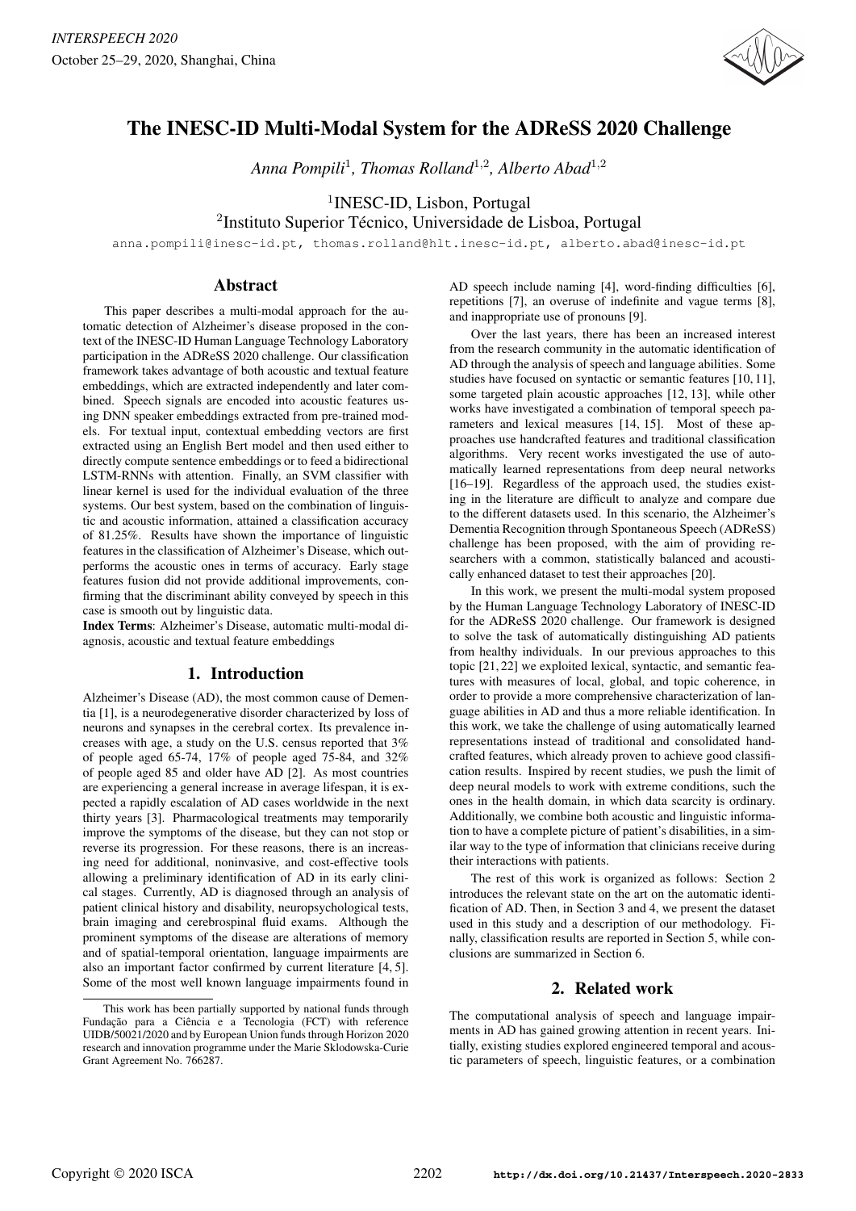# The INESC-ID Multi-Modal System for the ADReSS 2020 Challenge

*Anna Pompili*[1], *Thomas Rolland*[1,2], *Alberto Abad*[1,2]

[1]INESC-ID, Lisbon, Portugal
[2]Instituto Superior Técnico, Universidade de Lisboa, Portugal

anna.pompili@inesc-id.pt, thomas.rolland@hlt.inesc-id.pt, alberto.abad@inesc-id.pt

## Abstract

This paper describes a multi-modal approach for the automatic detection of Alzheimer's disease proposed in the context of the INESC-ID Human Language Technology Laboratory participation in the ADReSS 2020 challenge. Our classification framework takes advantage of both acoustic and textual feature embeddings, which are extracted independently and later combined. Speech signals are encoded into acoustic features using DNN speaker embeddings extracted from pre-trained models. For textual input, contextual embedding vectors are first extracted using an English Bert model and then used either to directly compute sentence embeddings or to feed a bidirectional LSTM-RNNs with attention. Finally, an SVM classifier with linear kernel is used for the individual evaluation of the three systems. Our best system, based on the combination of linguistic and acoustic information, attained a classification accuracy of 81.25%. Results have shown the importance of linguistic features in the classification of Alzheimer's Disease, which outperforms the acoustic ones in terms of accuracy. Early stage features fusion did not provide additional improvements, confirming that the discriminant ability conveyed by speech in this case is smooth out by linguistic data.

**Index Terms**: Alzheimer's Disease, automatic multi-modal diagnosis, acoustic and textual feature embeddings

## 1. Introduction

Alzheimer's Disease (AD), the most common cause of Dementia [1], is a neurodegenerative disorder characterized by loss of neurons and synapses in the cerebral cortex. Its prevalence increases with age, a study on the U.S. census reported that 3% of people aged 65-74, 17% of people aged 75-84, and 32% of people aged 85 and older have AD [2]. As most countries are experiencing a general increase in average lifespan, it is expected a rapidly escalation of AD cases worldwide in the next thirty years [3]. Pharmacological treatments may temporarily improve the symptoms of the disease, but they can not stop or reverse its progression. For these reasons, there is an increasing need for additional, noninvasive, and cost-effective tools allowing a preliminary identification of AD in its early clinical stages. Currently, AD is diagnosed through an analysis of patient clinical history and disability, neuropsychological tests, brain imaging and cerebrospinal fluid exams. Although the prominent symptoms of the disease are alterations of memory and of spatial-temporal orientation, language impairments are also an important factor confirmed by current literature [4, 5]. Some of the most well known language impairments found in AD speech include naming [4], word-finding difficulties [6], repetitions [7], an overuse of indefinite and vague terms [8], and inappropriate use of pronouns [9].

Over the last years, there has been an increased interest from the research community in the automatic identification of AD through the analysis of speech and language abilities. Some studies have focused on syntactic or semantic features [10, 11], some targeted plain acoustic approaches [12, 13], while other works have investigated a combination of temporal speech parameters and lexical measures [14, 15]. Most of these approaches use handcrafted features and traditional classification algorithms. Very recent works investigated the use of automatically learned representations from deep neural networks [16–19]. Regardless of the approach used, the studies existing in the literature are difficult to analyze and compare due to the different datasets used. In this scenario, the Alzheimer's Dementia Recognition through Spontaneous Speech (ADReSS) challenge has been proposed, with the aim of providing researchers with a common, statistically balanced and acoustically enhanced dataset to test their approaches [20].

In this work, we present the multi-modal system proposed by the Human Language Technology Laboratory of INESC-ID for the ADReSS 2020 challenge. Our framework is designed to solve the task of automatically distinguishing AD patients from healthy individuals. In our previous approaches to this topic [21, 22] we exploited lexical, syntactic, and semantic features with measures of local, global, and topic coherence, in order to provide a more comprehensive characterization of language abilities in AD and thus a more reliable identification. In this work, we take the challenge of using automatically learned representations instead of traditional and consolidated handcrafted features, which already proven to achieve good classification results. Inspired by recent studies, we push the limit of deep neural models to work with extreme conditions, such the ones in the health domain, in which data scarcity is ordinary. Additionally, we combine both acoustic and linguistic information to have a complete picture of patient's disabilities, in a similar way to the type of information that clinicians receive during their interactions with patients.

The rest of this work is organized as follows: Section 2 introduces the relevant state on the art on the automatic identification of AD. Then, in Section 3 and 4, we present the dataset used in this study and a description of our methodology. Finally, classification results are reported in Section 5, while conclusions are summarized in Section 6.

## 2. Related work

The computational analysis of speech and language impairments in AD has gained growing attention in recent years. Initially, existing studies explored engineered temporal and acoustic parameters of speech, linguistic features, or a combination

This work has been partially supported by national funds through Fundação para a Ciência e a Tecnologia (FCT) with reference UIDB/50021/2020 and by European Union funds through Horizon 2020 research and innovation programme under the Marie Sklodowska-Curie Grant Agreement No. 766287.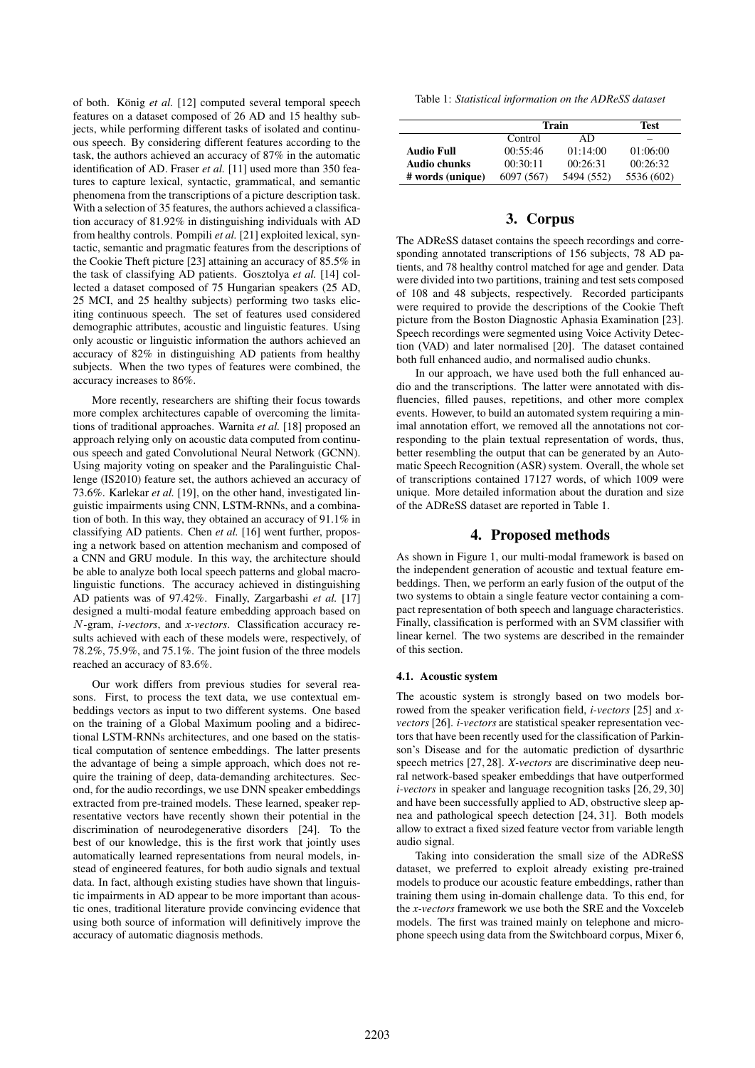of both. König *et al.* [12] computed several temporal speech features on a dataset composed of 26 AD and 15 healthy subjects, while performing different tasks of isolated and continuous speech. By considering different features according to the task, the authors achieved an accuracy of 87% in the automatic identification of AD. Fraser *et al.* [11] used more than 350 features to capture lexical, syntactic, grammatical, and semantic phenomena from the transcriptions of a picture description task. With a selection of 35 features, the authors achieved a classification accuracy of 81.92% in distinguishing individuals with AD from healthy controls. Pompili *et al.* [21] exploited lexical, syntactic, semantic and pragmatic features from the descriptions of the Cookie Theft picture [23] attaining an accuracy of 85.5% in the task of classifying AD patients. Gosztolya *et al.* [14] collected a dataset composed of 75 Hungarian speakers (25 AD, 25 MCI, and 25 healthy subjects) performing two tasks eliciting continuous speech. The set of features used considered demographic attributes, acoustic and linguistic features. Using only acoustic or linguistic information the authors achieved an accuracy of 82% in distinguishing AD patients from healthy subjects. When the two types of features were combined, the accuracy increases to 86%.

More recently, researchers are shifting their focus towards more complex architectures capable of overcoming the limitations of traditional approaches. Warnita *et al.* [18] proposed an approach relying only on acoustic data computed from continuous speech and gated Convolutional Neural Network (GCNN). Using majority voting on speaker and the Paralinguistic Challenge (IS2010) feature set, the authors achieved an accuracy of 73.6%. Karlekar *et al.* [19], on the other hand, investigated linguistic impairments using CNN, LSTM-RNNs, and a combination of both. In this way, they obtained an accuracy of 91.1% in classifying AD patients. Chen *et al.* [16] went further, proposing a network based on attention mechanism and composed of a CNN and GRU module. In this way, the architecture should be able to analyze both local speech patterns and global macro-linguistic functions. The accuracy achieved in distinguishing AD patients was of 97.42%. Finally, Zargarbashi *et al.* [17] designed a multi-modal feature embedding approach based on $N$-gram, *i-vectors*, and *x-vectors*. Classification accuracy results achieved with each of these models were, respectively, of 78.2%, 75.9%, and 75.1%. The joint fusion of the three models reached an accuracy of 83.6%.

Our work differs from previous studies for several reasons. First, to process the text data, we use contextual embeddings vectors as input to two different systems. One based on the training of a Global Maximum pooling and a bidirectional LSTM-RNNs architectures, and one based on the statistical computation of sentence embeddings. The latter presents the advantage of being a simple approach, which does not require the training of deep, data-demanding architectures. Second, for the audio recordings, we use DNN speaker embeddings extracted from pre-trained models. These learned, speaker representative vectors have recently shown their potential in the discrimination of neurodegenerative disorders [24]. To the best of our knowledge, this is the first work that jointly uses automatically learned representations from neural models, instead of engineered features, for both audio signals and textual data. In fact, although existing studies have shown that linguistic impairments in AD appear to be more important than acoustic ones, traditional literature provide convincing evidence that using both source of information will definitively improve the accuracy of automatic diagnosis methods.

Table 1: *Statistical information on the ADReSS dataset*

| | Train | | Test |
|---|---|---|---|
| | Control | AD | – |
| **Audio Full** | 00:55:46 | 01:14:00 | 01:06:00 |
| **Audio chunks** | 00:30:11 | 00:26:31 | 00:26:32 |
| **# words (unique)** | 6097 (567) | 5494 (552) | 5536 (602) |

## 3. Corpus

The ADReSS dataset contains the speech recordings and corresponding annotated transcriptions of 156 subjects, 78 AD patients, and 78 healthy control matched for age and gender. Data were divided into two partitions, training and test sets composed of 108 and 48 subjects, respectively. Recorded participants were required to provide the descriptions of the Cookie Theft picture from the Boston Diagnostic Aphasia Examination [23]. Speech recordings were segmented using Voice Activity Detection (VAD) and later normalised [20]. The dataset contained both full enhanced audio, and normalised audio chunks.

In our approach, we have used both the full enhanced audio and the transcriptions. The latter were annotated with disfluencies, filled pauses, repetitions, and other more complex events. However, to build an automated system requiring a minimal annotation effort, we removed all the annotations not corresponding to the plain textual representation of words, thus, better resembling the output that can be generated by an Automatic Speech Recognition (ASR) system. Overall, the whole set of transcriptions contained 17127 words, of which 1009 were unique. More detailed information about the duration and size of the ADReSS dataset are reported in Table 1.

## 4. Proposed methods

As shown in Figure 1, our multi-modal framework is based on the independent generation of acoustic and textual feature embeddings. Then, we perform an early fusion of the output of the two systems to obtain a single feature vector containing a compact representation of both speech and language characteristics. Finally, classification is performed with an SVM classifier with linear kernel. The two systems are described in the remainder of this section.

### 4.1. Acoustic system

The acoustic system is strongly based on two models borrowed from the speaker verification field, *i-vectors* [25] and *x-vectors* [26]. *i-vectors* are statistical speaker representation vectors that have been recently used for the classification of Parkinson's Disease and for the automatic prediction of dysarthric speech metrics [27, 28]. *X-vectors* are discriminative deep neural network-based speaker embeddings that have outperformed *i-vectors* in speaker and language recognition tasks [26, 29, 30] and have been successfully applied to AD, obstructive sleep apnea and pathological speech detection [24, 31]. Both models allow to extract a fixed sized feature vector from variable length audio signal.

Taking into consideration the small size of the ADReSS dataset, we preferred to exploit already existing pre-trained models to produce our acoustic feature embeddings, rather than training them using in-domain challenge data. To this end, for the *x-vectors* framework we use both the SRE and the Voxceleb models. The first was trained mainly on telephone and microphone speech using data from the Switchboard corpus, Mixer 6,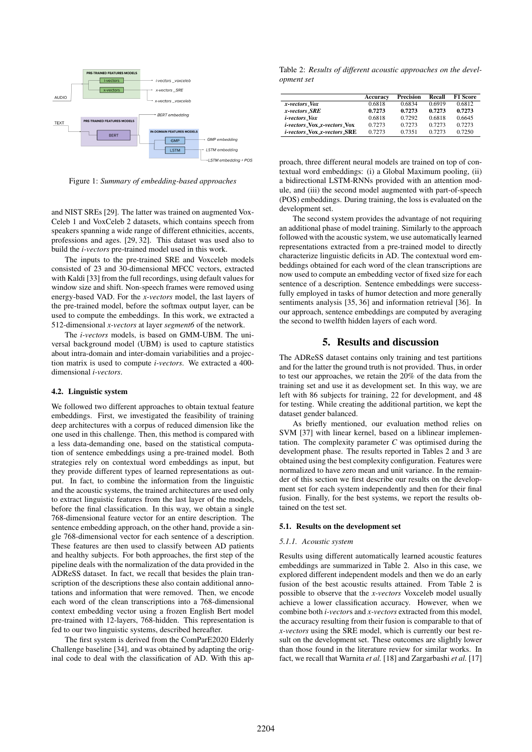Figure 1: *Summary of embedding-based approaches*

and NIST SREs [29]. The latter was trained on augmented VoxCeleb 1 and VoxCeleb 2 datasets, which contains speech from speakers spanning a wide range of different ethnicities, accents, professions and ages. [29, 32]. This dataset was used also to build the *i-vectors* pre-trained model used in this work.

The inputs to the pre-trained SRE and Voxceleb models consisted of 23 and 30-dimensional MFCC vectors, extracted with Kaldi [33] from the full recordings, using default values for window size and shift. Non-speech frames were removed using energy-based VAD. For the *x-vectors* model, the last layers of the pre-trained model, before the softmax output layer, can be used to compute the embeddings. In this work, we extracted a 512-dimensional *x-vectors* at layer *segment6* of the network.

The *i-vectors* models, is based on GMM-UBM. The universal background model (UBM) is used to capture statistics about intra-domain and inter-domain variabilities and a projection matrix is used to compute *i-vectors*. We extracted a 400-dimensional *i-vectors*.

### 4.2. Linguistic system

We followed two different approaches to obtain textual feature embeddings. First, we investigated the feasibility of training deep architectures with a corpus of reduced dimension like the one used in this challenge. Then, this method is compared with a less data-demanding one, based on the statistical computation of sentence embeddings using a pre-trained model. Both strategies rely on contextual word embeddings as input, but they provide different types of learned representations as output. In fact, to combine the information from the linguistic and the acoustic systems, the trained architectures are used only to extract linguistic features from the last layer of the models, before the final classification. In this way, we obtain a single 768-dimensional feature vector for an entire description. The sentence embedding approach, on the other hand, provide a single 768-dimensional vector for each sentence of a description. These features are then used to classify between AD patients and healthy subjects. For both approaches, the first step of the pipeline deals with the normalization of the data provided in the ADReSS dataset. In fact, we recall that besides the plain transcription of the descriptions these also contain additional annotations and information that were removed. Then, we encode each word of the clean transcriptions into a 768-dimensional context embedding vector using a frozen English Bert model pre-trained with 12-layers, 768-hidden. This representation is fed to our two linguistic systems, described hereafter.

The first system is derived from the ComParE2020 Elderly Challenge baseline [34], and was obtained by adapting the original code to deal with the classification of AD. With this approach, three different neural models are trained on top of contextual word embeddings: (i) a Global Maximum pooling, (ii) a bidirectional LSTM-RNNs provided with an attention module, and (iii) the second model augmented with part-of-speech (POS) embeddings. During training, the loss is evaluated on the development set.

The second system provides the advantage of not requiring an additional phase of model training. Similarly to the approach followed with the acoustic system, we use automatically learned representations extracted from a pre-trained model to directly characterize linguistic deficits in AD. The contextual word embeddings obtained for each word of the clean transcriptions are now used to compute an embedding vector of fixed size for each sentence of a description. Sentence embeddings were successfully employed in tasks of humor detection and more generally sentiments analysis [35, 36] and information retrieval [36]. In our approach, sentence embeddings are computed by averaging the second to twelfth hidden layers of each word.

## 5. Results and discussion

The ADReSS dataset contains only training and test partitions and for the latter the ground truth is not provided. Thus, in order to test our approaches, we retain the 20% of the data from the training set and use it as development set. In this way, we are left with 86 subjects for training, 22 for development, and 48 for testing. While creating the additional partition, we kept the dataset gender balanced.

As briefly mentioned, our evaluation method relies on SVM [37] with linear kernel, based on a liblinear implementation. The complexity parameter *C* was optimised during the development phase. The results reported in Tables 2 and 3 are obtained using the best complexity configuration. Features were normalized to have zero mean and unit variance. In the remainder of this section we first describe our results on the development set for each system independently and then for their final fusion. Finally, for the best systems, we report the results obtained on the test set.

### 5.1. Results on the development set

#### 5.1.1. Acoustic system

Table 2: *Results of different acoustic approaches on the development set*

| | Accuracy | Precision | Recall | F1 Score |
|---|---|---|---|---|
| ***x-vectors_Vox*** | 0.6818 | 0.6834 | 0.6919 | 0.6812 |
| ***x-vectors_SRE*** | **0.7273** | **0.7273** | **0.7273** | **0.7273** |
| ***i-vectors_Vox*** | 0.6818 | 0.7292 | 0.6818 | 0.6645 |
| ***i-vectors_Vox_x-vectors_Vox*** | 0.7273 | 0.7273 | 0.7273 | 0.7273 |
| ***i-vectors_Vox_x-vectors_SRE*** | 0.7273 | 0.7351 | 0.7273 | 0.7250 |

Results using different automatically learned acoustic features embeddings are summarized in Table 2. Also in this case, we explored different independent models and then we do an early fusion of the best acoustic results attained. From Table 2 is possible to observe that the *x-vectors* Voxceleb model usually achieve a lower classification accuracy. However, when we combine both *i-vectors* and *x-vectors* extracted from this model, the accuracy resulting from their fusion is comparable to that of *x-vectors* using the SRE model, which is currently our best result on the development set. These outcomes are slightly lower than those found in the literature review for similar works. In fact, we recall that Warnita *et al.* [18] and Zargarbashi *et al.* [17]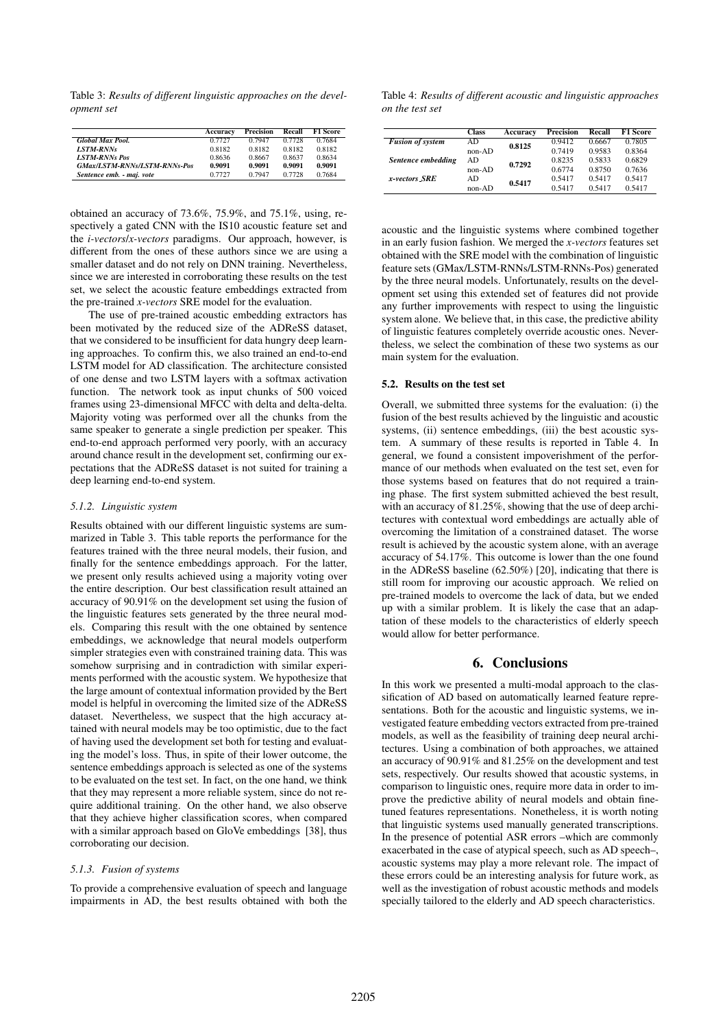Table 3: *Results of different linguistic approaches on the development set*

| | Accuracy | Precision | Recall | F1 Score |
|---|---|---|---|---|
| *Global Max Pool.* | 0.7727 | 0.7947 | 0.7728 | 0.7684 |
| *LSTM-RNNs* | 0.8182 | 0.8182 | 0.8182 | 0.8182 |
| *LSTM-RNNs Pos* | 0.8636 | 0.8667 | 0.8637 | 0.8634 |
| *GMax/LSTM-RNNs/LSTM-RNNs-Pos* | **0.9091** | **0.9091** | **0.9091** | **0.9091** |
| *Sentence emb. - maj. vote* | 0.7727 | 0.7947 | 0.7728 | 0.7684 |

obtained an accuracy of 73.6%, 75.9%, and 75.1%, using, respectively a gated CNN with the IS10 acoustic feature set and the *i-vectors*/*x-vectors* paradigms. Our approach, however, is different from the ones of these authors since we are using a smaller dataset and do not rely on DNN training. Nevertheless, since we are interested in corroborating these results on the test set, we select the acoustic feature embeddings extracted from the pre-trained *x-vectors* SRE model for the evaluation.

The use of pre-trained acoustic embedding extractors has been motivated by the reduced size of the ADReSS dataset, that we considered to be insufficient for data hungry deep learning approaches. To confirm this, we also trained an end-to-end LSTM model for AD classification. The architecture consisted of one dense and two LSTM layers with a softmax activation function. The network took as input chunks of 500 voiced frames using 23-dimensional MFCC with delta and delta-delta. Majority voting was performed over all the chunks from the same speaker to generate a single prediction per speaker. This end-to-end approach performed very poorly, with an accuracy around chance result in the development set, confirming our expectations that the ADReSS dataset is not suited for training a deep learning end-to-end system.

#### 5.1.2. Linguistic system

Results obtained with our different linguistic systems are summarized in Table 3. This table reports the performance for the features trained with the three neural models, their fusion, and finally for the sentence embeddings approach. For the latter, we present only results achieved using a majority voting over the entire description. Our best classification result attained an accuracy of 90.91% on the development set using the fusion of the linguistic features sets generated by the three neural models. Comparing this result with the one obtained by sentence embeddings, we acknowledge that neural models outperform simpler strategies even with constrained training data. This was somehow surprising and in contradiction with similar experiments performed with the acoustic system. We hypothesize that the large amount of contextual information provided by the Bert model is helpful in overcoming the limited size of the ADReSS dataset. Nevertheless, we suspect that the high accuracy attained with neural models may be too optimistic, due to the fact of having used the development set both for testing and evaluating the model's loss. Thus, in spite of their lower outcome, the sentence embeddings approach is selected as one of the systems to be evaluated on the test set. In fact, on the one hand, we think that they may represent a more reliable system, since do not require additional training. On the other hand, we also observe that they achieve higher classification scores, when compared with a similar approach based on GloVe embeddings [38], thus corroborating our decision.

#### 5.1.3. Fusion of systems

To provide a comprehensive evaluation of speech and language impairments in AD, the best results obtained with both the acoustic and the linguistic systems where combined together in an early fusion fashion. We merged the *x-vectors* features set obtained with the SRE model with the combination of linguistic feature sets (GMax/LSTM-RNNs/LSTM-RNNs-Pos) generated by the three neural models. Unfortunately, results on the development set using this extended set of features did not provide any further improvements with respect to using the linguistic system alone. We believe that, in this case, the predictive ability of linguistic features completely override acoustic ones. Nevertheless, we select the combination of these two systems as our main system for the evaluation.

Table 4: *Results of different acoustic and linguistic approaches on the test set*

| | Class | Accuracy | Precision | Recall | F1 Score |
|---|---|---|---|---|---|
| *Fusion of system* | AD | **0.8125** | 0.9412 | 0.6667 | 0.7805 |
| | non-AD | | 0.7419 | 0.9583 | 0.8364 |
| *Sentence embedding* | AD | **0.7292** | 0.8235 | 0.5833 | 0.6829 |
| | non-AD | | 0.6774 | 0.8750 | 0.7636 |
| *x-vectors_SRE* | AD | **0.5417** | 0.5417 | 0.5417 | 0.5417 |
| | non-AD | | 0.5417 | 0.5417 | 0.5417 |

### 5.2. Results on the test set

Overall, we submitted three systems for the evaluation: (i) the fusion of the best results achieved by the linguistic and acoustic systems, (ii) sentence embeddings, (iii) the best acoustic system. A summary of these results is reported in Table 4. In general, we found a consistent impoverishment of the performance of our methods when evaluated on the test set, even for those systems based on features that do not required a training phase. The first system submitted achieved the best result, with an accuracy of 81.25%, showing that the use of deep architectures with contextual word embeddings are actually able of overcoming the limitation of a constrained dataset. The worse result is achieved by the acoustic system alone, with an average accuracy of 54.17%. This outcome is lower than the one found in the ADReSS baseline (62.50%) [20], indicating that there is still room for improving our acoustic approach. We relied on pre-trained models to overcome the lack of data, but we ended up with a similar problem. It is likely the case that an adaptation of these models to the characteristics of elderly speech would allow for better performance.

## 6. Conclusions

In this work we presented a multi-modal approach to the classification of AD based on automatically learned feature representations. Both for the acoustic and linguistic systems, we investigated feature embedding vectors extracted from pre-trained models, as well as the feasibility of training deep neural architectures. Using a combination of both approaches, we attained an accuracy of 90.91% and 81.25% on the development and test sets, respectively. Our results showed that acoustic systems, in comparison to linguistic ones, require more data in order to improve the predictive ability of neural models and obtain fine-tuned features representations. Nonetheless, it is worth noting that linguistic systems used manually generated transcriptions. In the presence of potential ASR errors –which are commonly exacerbated in the case of atypical speech, such as AD speech–, acoustic systems may play a more relevant role. The impact of these errors could be an interesting analysis for future work, as well as the investigation of robust acoustic methods and models specially tailored to the elderly and AD speech characteristics.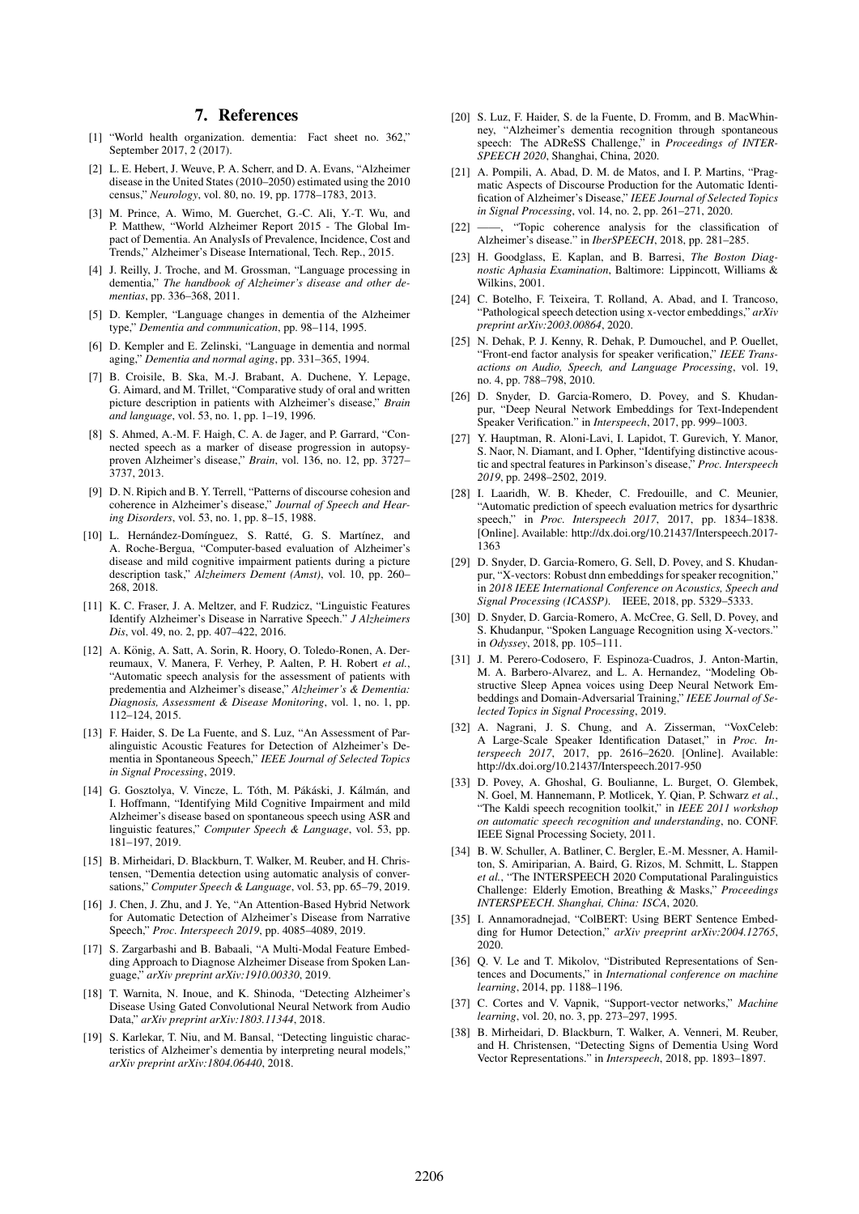## 7. References

[1] "World health organization. dementia: Fact sheet no. 362," September 2017, 2 (2017).

[2] L. E. Hebert, J. Weuve, P. A. Scherr, and D. A. Evans, "Alzheimer disease in the United States (2010–2050) estimated using the 2010 census," *Neurology*, vol. 80, no. 19, pp. 1778–1783, 2013.

[3] M. Prince, A. Wimo, M. Guerchet, G.-C. Ali, Y.-T. Wu, and P. Matthew, "World Alzheimer Report 2015 - The Global Impact of Dementia. An AnalysIs of Prevalence, Incidence, Cost and Trends," Alzheimer's Disease International, Tech. Rep., 2015.

[4] J. Reilly, J. Troche, and M. Grossman, "Language processing in dementia," *The handbook of Alzheimer's disease and other dementias*, pp. 336–368, 2011.

[5] D. Kempler, "Language changes in dementia of the Alzheimer type," *Dementia and communication*, pp. 98–114, 1995.

[6] D. Kempler and E. Zelinski, "Language in dementia and normal aging," *Dementia and normal aging*, pp. 331–365, 1994.

[7] B. Croisile, B. Ska, M.-J. Brabant, A. Duchene, Y. Lepage, G. Aimard, and M. Trillet, "Comparative study of oral and written picture description in patients with Alzheimer's disease," *Brain and language*, vol. 53, no. 1, pp. 1–19, 1996.

[8] S. Ahmed, A.-M. F. Haigh, C. A. de Jager, and P. Garrard, "Connected speech as a marker of disease progression in autopsy-proven Alzheimer's disease," *Brain*, vol. 136, no. 12, pp. 3727–3737, 2013.

[9] D. N. Ripich and B. Y. Terrell, "Patterns of discourse cohesion and coherence in Alzheimer's disease," *Journal of Speech and Hearing Disorders*, vol. 53, no. 1, pp. 8–15, 1988.

[10] L. Hernández-Domínguez, S. Ratté, G. S. Martínez, and A. Roche-Bergua, "Computer-based evaluation of Alzheimer's disease and mild cognitive impairment patients during a picture description task," *Alzheimers Dement (Amst)*, vol. 10, pp. 260–268, 2018.

[11] K. C. Fraser, J. A. Meltzer, and F. Rudzicz, "Linguistic Features Identify Alzheimer's Disease in Narrative Speech." *J Alzheimers Dis*, vol. 49, no. 2, pp. 407–422, 2016.

[12] A. König, A. Satt, A. Sorin, R. Hoory, O. Toledo-Ronen, A. Derreumaux, V. Manera, F. Verhey, P. Aalten, P. H. Robert *et al.*, "Automatic speech analysis for the assessment of patients with predementia and Alzheimer's disease," *Alzheimer's & Dementia: Diagnosis, Assessment & Disease Monitoring*, vol. 1, no. 1, pp. 112–124, 2015.

[13] F. Haider, S. De La Fuente, and S. Luz, "An Assessment of Paralinguistic Acoustic Features for Detection of Alzheimer's Dementia in Spontaneous Speech," *IEEE Journal of Selected Topics in Signal Processing*, 2019.

[14] G. Gosztolya, V. Vincze, L. Tóth, M. Pákáski, J. Kálmán, and I. Hoffmann, "Identifying Mild Cognitive Impairment and mild Alzheimer's disease based on spontaneous speech using ASR and linguistic features," *Computer Speech & Language*, vol. 53, pp. 181–197, 2019.

[15] B. Mirheidari, D. Blackburn, T. Walker, M. Reuber, and H. Christensen, "Dementia detection using automatic analysis of conversations," *Computer Speech & Language*, vol. 53, pp. 65–79, 2019.

[16] J. Chen, J. Zhu, and J. Ye, "An Attention-Based Hybrid Network for Automatic Detection of Alzheimer's Disease from Narrative Speech," *Proc. Interspeech 2019*, pp. 4085–4089, 2019.

[17] S. Zargarbashi and B. Babaali, "A Multi-Modal Feature Embedding Approach to Diagnose Alzheimer Disease from Spoken Language," *arXiv preprint arXiv:1910.00330*, 2019.

[18] T. Warnita, N. Inoue, and K. Shinoda, "Detecting Alzheimer's Disease Using Gated Convolutional Neural Network from Audio Data," *arXiv preprint arXiv:1803.11344*, 2018.

[19] S. Karlekar, T. Niu, and M. Bansal, "Detecting linguistic characteristics of Alzheimer's dementia by interpreting neural models," *arXiv preprint arXiv:1804.06440*, 2018.

[20] S. Luz, F. Haider, S. de la Fuente, D. Fromm, and B. MacWhinney, "Alzheimer's dementia recognition through spontaneous speech: The ADReSS Challenge," in *Proceedings of INTERSPEECH 2020*, Shanghai, China, 2020.

[21] A. Pompili, A. Abad, D. M. de Matos, and I. P. Martins, "Pragmatic Aspects of Discourse Production for the Automatic Identification of Alzheimer's Disease," *IEEE Journal of Selected Topics in Signal Processing*, vol. 14, no. 2, pp. 261–271, 2020.

[22] ——, "Topic coherence analysis for the classification of Alzheimer's disease." in *IberSPEECH*, 2018, pp. 281–285.

[23] H. Goodglass, E. Kaplan, and B. Barresi, *The Boston Diagnostic Aphasia Examination*, Baltimore: Lippincott, Williams & Wilkins, 2001.

[24] C. Botelho, F. Teixeira, T. Rolland, A. Abad, and I. Trancoso, "Pathological speech detection using x-vector embeddings," *arXiv preprint arXiv:2003.00864*, 2020.

[25] N. Dehak, P. J. Kenny, R. Dehak, P. Dumouchel, and P. Ouellet, "Front-end factor analysis for speaker verification," *IEEE Transactions on Audio, Speech, and Language Processing*, vol. 19, no. 4, pp. 788–798, 2010.

[26] D. Snyder, D. Garcia-Romero, D. Povey, and S. Khudanpur, "Deep Neural Network Embeddings for Text-Independent Speaker Verification." in *Interspeech*, 2017, pp. 999–1003.

[27] Y. Hauptman, R. Aloni-Lavi, I. Lapidot, T. Gurevich, Y. Manor, S. Naor, N. Diamant, and I. Opher, "Identifying distinctive acoustic and spectral features in Parkinson's disease," *Proc. Interspeech 2019*, pp. 2498–2502, 2019.

[28] I. Laaridh, W. B. Kheder, C. Fredouille, and C. Meunier, "Automatic prediction of speech evaluation metrics for dysarthric speech," in *Proc. Interspeech 2017*, 2017, pp. 1834–1838. [Online]. Available: http://dx.doi.org/10.21437/Interspeech.2017-1363

[29] D. Snyder, D. Garcia-Romero, G. Sell, D. Povey, and S. Khudanpur, "X-vectors: Robust dnn embeddings for speaker recognition," in *2018 IEEE International Conference on Acoustics, Speech and Signal Processing (ICASSP)*. IEEE, 2018, pp. 5329–5333.

[30] D. Snyder, D. Garcia-Romero, A. McCree, G. Sell, D. Povey, and S. Khudanpur, "Spoken Language Recognition using X-vectors." in *Odyssey*, 2018, pp. 105–111.

[31] J. M. Perero-Codosero, F. Espinoza-Cuadros, J. Anton-Martin, M. A. Barbero-Alvarez, and L. A. Hernandez, "Modeling Obstructive Sleep Apnea voices using Deep Neural Network Embeddings and Domain-Adversarial Training," *IEEE Journal of Selected Topics in Signal Processing*, 2019.

[32] A. Nagrani, J. S. Chung, and A. Zisserman, "VoxCeleb: A Large-Scale Speaker Identification Dataset," in *Proc. Interspeech 2017*, 2017, pp. 2616–2620. [Online]. Available: http://dx.doi.org/10.21437/Interspeech.2017-950

[33] D. Povey, A. Ghoshal, G. Boulianne, L. Burget, O. Glembek, N. Goel, M. Hannemann, P. Motlicek, Y. Qian, P. Schwarz *et al.*, "The Kaldi speech recognition toolkit," in *IEEE 2011 workshop on automatic speech recognition and understanding*, no. CONF. IEEE Signal Processing Society, 2011.

[34] B. W. Schuller, A. Batliner, C. Bergler, E.-M. Messner, A. Hamilton, S. Amiriparian, A. Baird, G. Rizos, M. Schmitt, L. Stappen *et al.*, "The INTERSPEECH 2020 Computational Paralinguistics Challenge: Elderly Emotion, Breathing & Masks," *Proceedings INTERSPEECH. Shanghai, China: ISCA*, 2020.

[35] I. Annamoradnejad, "ColBERT: Using BERT Sentence Embedding for Humor Detection," *arXiv preprint arXiv:2004.12765*, 2020.

[36] Q. V. Le and T. Mikolov, "Distributed Representations of Sentences and Documents," in *International conference on machine learning*, 2014, pp. 1188–1196.

[37] C. Cortes and V. Vapnik, "Support-vector networks," *Machine learning*, vol. 20, no. 3, pp. 273–297, 1995.

[38] B. Mirheidari, D. Blackburn, T. Walker, A. Venneri, M. Reuber, and H. Christensen, "Detecting Signs of Dementia Using Word Vector Representations." in *Interspeech*, 2018, pp. 1893–1897.